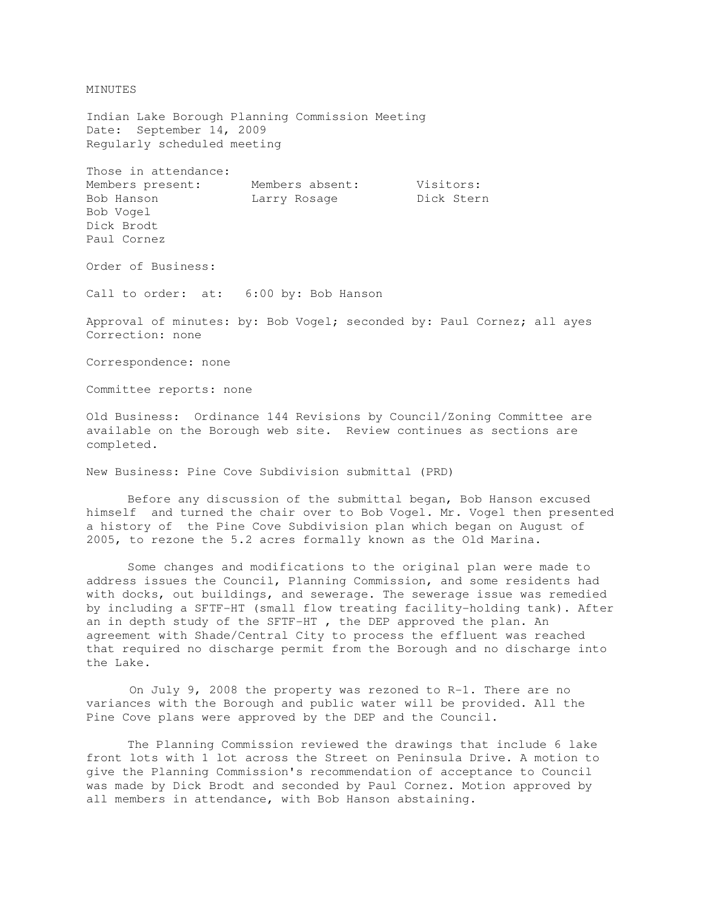# MINUTES

Indian Lake Borough Planning Commission Meeting
Date: September 14, 2009
Regularly scheduled meeting

Those in attendance:

| Members present: | Members absent: | Visitors: |
| --- | --- | --- |
| Bob Hanson | Larry Rosage | Dick Stern |
| Bob Vogel | | |
| Dick Brodt | | |
| Paul Cornez | | |

Order of Business:

Call to order: at: 6:00 by: Bob Hanson

Approval of minutes: by: Bob Vogel; seconded by: Paul Cornez; all ayes
Correction: none

Correspondence: none

Committee reports: none

Old Business: Ordinance 144 Revisions by Council/Zoning Committee are available on the Borough web site. Review continues as sections are completed.

New Business: Pine Cove Subdivision submittal (PRD)

Before any discussion of the submittal began, Bob Hanson excused himself and turned the chair over to Bob Vogel. Mr. Vogel then presented a history of the Pine Cove Subdivision plan which began on August of 2005, to rezone the 5.2 acres formally known as the Old Marina.

Some changes and modifications to the original plan were made to address issues the Council, Planning Commission, and some residents had with docks, out buildings, and sewerage. The sewerage issue was remedied by including a SFTF-HT (small flow treating facility-holding tank). After an in depth study of the SFTF-HT , the DEP approved the plan. An agreement with Shade/Central City to process the effluent was reached that required no discharge permit from the Borough and no discharge into the Lake.

On July 9, 2008 the property was rezoned to R-1. There are no variances with the Borough and public water will be provided. All the Pine Cove plans were approved by the DEP and the Council.

The Planning Commission reviewed the drawings that include 6 lake front lots with 1 lot across the Street on Peninsula Drive. A motion to give the Planning Commission's recommendation of acceptance to Council was made by Dick Brodt and seconded by Paul Cornez. Motion approved by all members in attendance, with Bob Hanson abstaining.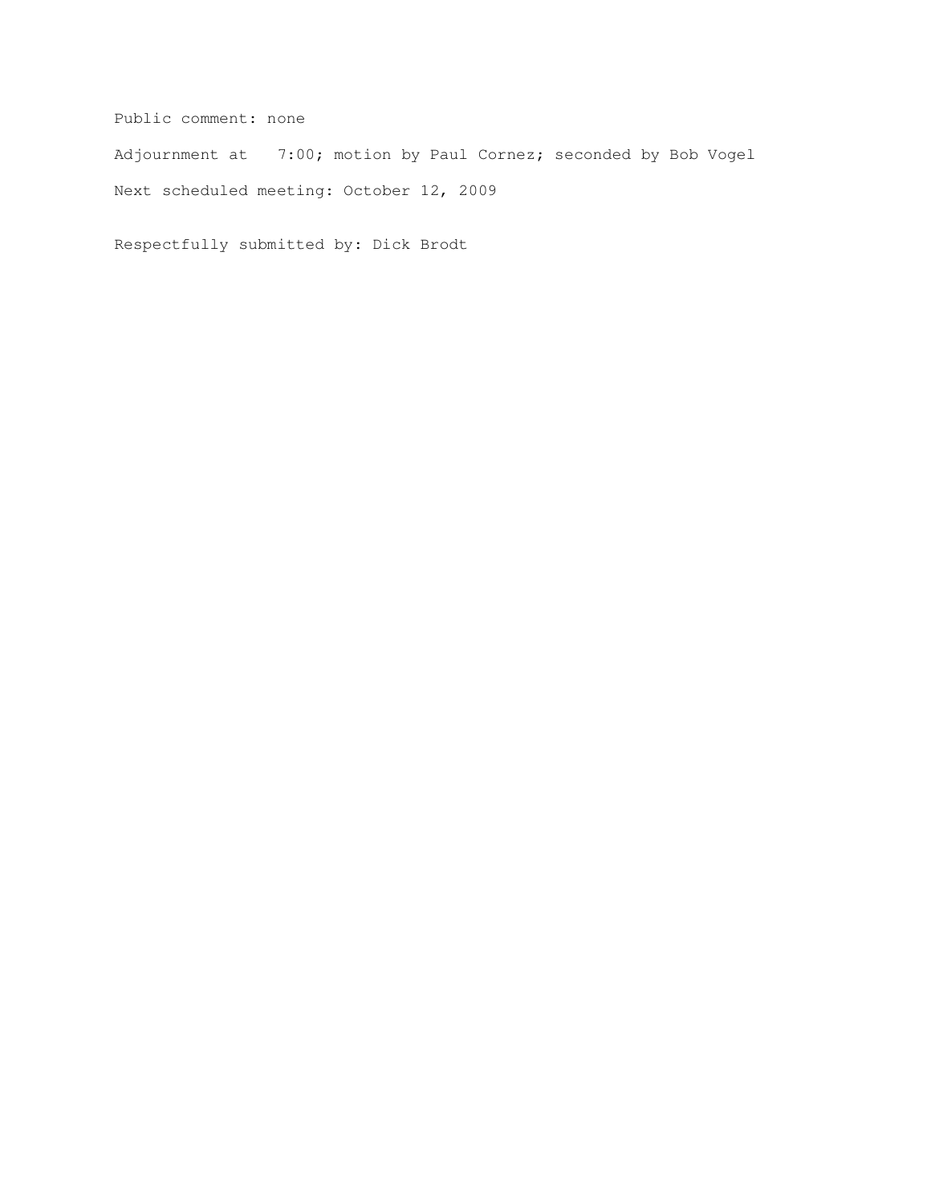Public comment: none

Adjournment at 7:00; motion by Paul Cornez; seconded by Bob Vogel

Next scheduled meeting: October 12, 2009

Respectfully submitted by: Dick Brodt